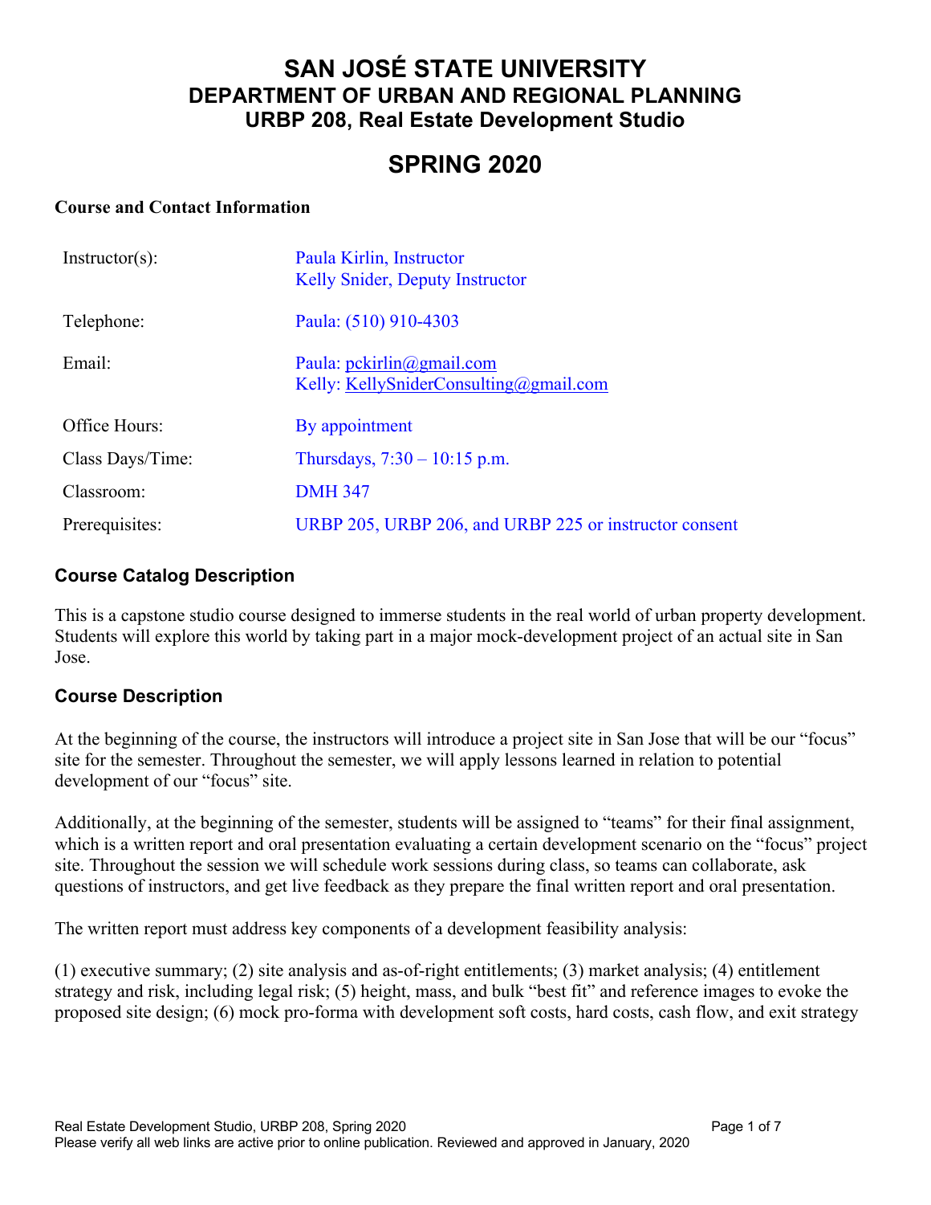# SAN JOSÉ STATE UNIVERSITY
## DEPARTMENT OF URBAN AND REGIONAL PLANNING
## URBP 208, Real Estate Development Studio

# SPRING 2020

**Course and Contact Information**

| | |
|---|---|
| Instructor(s): | Paula Kirlin, Instructor<br>Kelly Snider, Deputy Instructor |
| Telephone: | Paula: (510) 910-4303 |
| Email: | Paula: pckirlin@gmail.com<br>Kelly: KellySniderConsulting@gmail.com |
| Office Hours: | By appointment |
| Class Days/Time: | Thursdays, 7:30 – 10:15 p.m. |
| Classroom: | DMH 347 |
| Prerequisites: | URBP 205, URBP 206, and URBP 225 or instructor consent |

## Course Catalog Description

This is a capstone studio course designed to immerse students in the real world of urban property development. Students will explore this world by taking part in a major mock-development project of an actual site in San Jose.

## Course Description

At the beginning of the course, the instructors will introduce a project site in San Jose that will be our "focus" site for the semester. Throughout the semester, we will apply lessons learned in relation to potential development of our "focus" site.

Additionally, at the beginning of the semester, students will be assigned to "teams" for their final assignment, which is a written report and oral presentation evaluating a certain development scenario on the "focus" project site. Throughout the session we will schedule work sessions during class, so teams can collaborate, ask questions of instructors, and get live feedback as they prepare the final written report and oral presentation.

The written report must address key components of a development feasibility analysis:

(1) executive summary; (2) site analysis and as-of-right entitlements; (3) market analysis; (4) entitlement strategy and risk, including legal risk; (5) height, mass, and bulk "best fit" and reference images to evoke the proposed site design; (6) mock pro-forma with development soft costs, hard costs, cash flow, and exit strategy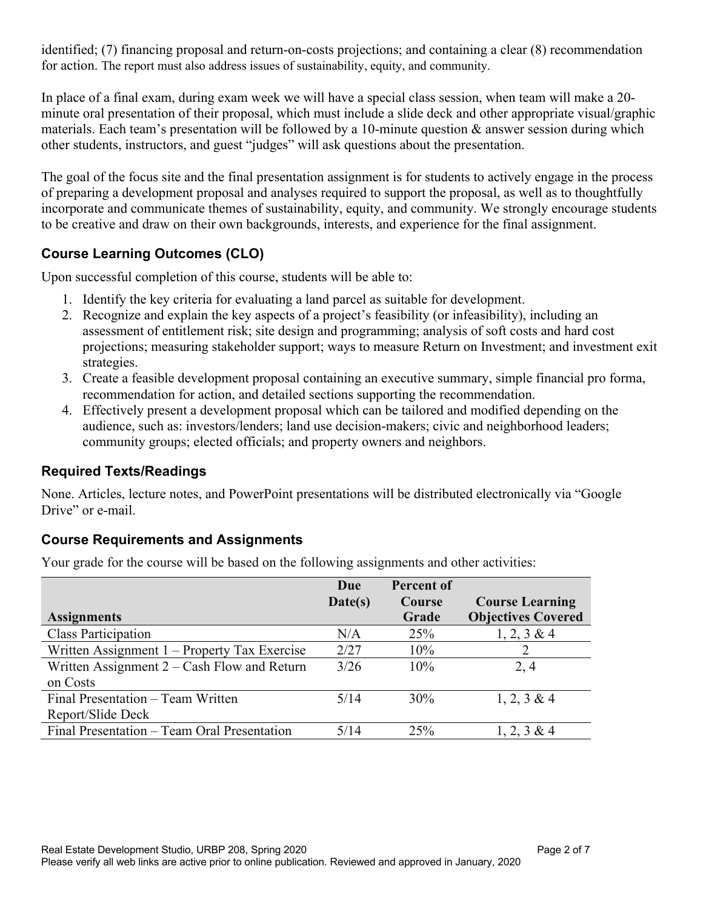identified; (7) financing proposal and return-on-costs projections; and containing a clear (8) recommendation for action. The report must also address issues of sustainability, equity, and community.

In place of a final exam, during exam week we will have a special class session, when team will make a 20-minute oral presentation of their proposal, which must include a slide deck and other appropriate visual/graphic materials. Each team's presentation will be followed by a 10-minute question & answer session during which other students, instructors, and guest "judges" will ask questions about the presentation.

The goal of the focus site and the final presentation assignment is for students to actively engage in the process of preparing a development proposal and analyses required to support the proposal, as well as to thoughtfully incorporate and communicate themes of sustainability, equity, and community. We strongly encourage students to be creative and draw on their own backgrounds, interests, and experience for the final assignment.

## Course Learning Outcomes (CLO)

Upon successful completion of this course, students will be able to:

1. Identify the key criteria for evaluating a land parcel as suitable for development.
2. Recognize and explain the key aspects of a project's feasibility (or infeasibility), including an assessment of entitlement risk; site design and programming; analysis of soft costs and hard cost projections; measuring stakeholder support; ways to measure Return on Investment; and investment exit strategies.
3. Create a feasible development proposal containing an executive summary, simple financial pro forma, recommendation for action, and detailed sections supporting the recommendation.
4. Effectively present a development proposal which can be tailored and modified depending on the audience, such as: investors/lenders; land use decision-makers; civic and neighborhood leaders; community groups; elected officials; and property owners and neighbors.

## Required Texts/Readings

None. Articles, lecture notes, and PowerPoint presentations will be distributed electronically via "Google Drive" or e-mail.

## Course Requirements and Assignments

Your grade for the course will be based on the following assignments and other activities:

| Assignments | Due Date(s) | Percent of Course Grade | Course Learning Objectives Covered |
|---|---|---|---|
| Class Participation | N/A | 25% | 1, 2, 3 & 4 |
| Written Assignment 1 – Property Tax Exercise | 2/27 | 10% | 2 |
| Written Assignment 2 – Cash Flow and Return on Costs | 3/26 | 10% | 2, 4 |
| Final Presentation – Team Written Report/Slide Deck | 5/14 | 30% | 1, 2, 3 & 4 |
| Final Presentation – Team Oral Presentation | 5/14 | 25% | 1, 2, 3 & 4 |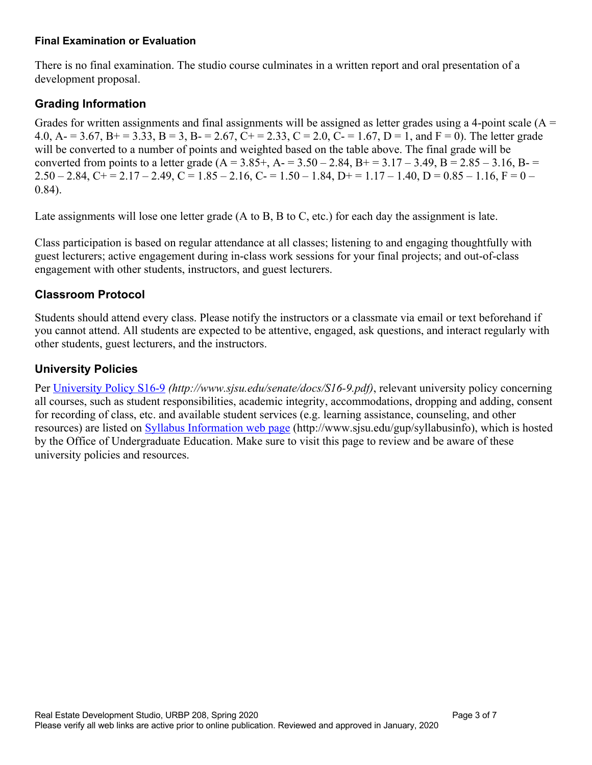#### Final Examination or Evaluation

There is no final examination. The studio course culminates in a written report and oral presentation of a development proposal.

### Grading Information

Grades for written assignments and final assignments will be assigned as letter grades using a 4-point scale (A = 4.0, A- = 3.67, B+ = 3.33, B = 3, B- = 2.67, C+ = 2.33, C = 2.0, C- = 1.67, D = 1, and F = 0). The letter grade will be converted to a number of points and weighted based on the table above. The final grade will be converted from points to a letter grade (A = 3.85+, A- = 3.50 – 2.84, B+ = 3.17 – 3.49, B = 2.85 – 3.16, B- = 2.50 – 2.84, C+ = 2.17 – 2.49, C = 1.85 – 2.16, C- = 1.50 – 1.84, D+ = 1.17 – 1.40, D = 0.85 – 1.16, F = 0 – 0.84).

Late assignments will lose one letter grade (A to B, B to C, etc.) for each day the assignment is late.

Class participation is based on regular attendance at all classes; listening to and engaging thoughtfully with guest lecturers; active engagement during in-class work sessions for your final projects; and out-of-class engagement with other students, instructors, and guest lecturers.

### Classroom Protocol

Students should attend every class. Please notify the instructors or a classmate via email or text beforehand if you cannot attend. All students are expected to be attentive, engaged, ask questions, and interact regularly with other students, guest lecturers, and the instructors.

### University Policies

Per [University Policy S16-9](http://www.sjsu.edu/senate/docs/S16-9.pdf) *(http://www.sjsu.edu/senate/docs/S16-9.pdf)*, relevant university policy concerning all courses, such as student responsibilities, academic integrity, accommodations, dropping and adding, consent for recording of class, etc. and available student services (e.g. learning assistance, counseling, and other resources) are listed on [Syllabus Information web page](http://www.sjsu.edu/gup/syllabusinfo) (http://www.sjsu.edu/gup/syllabusinfo), which is hosted by the Office of Undergraduate Education. Make sure to visit this page to review and be aware of these university policies and resources.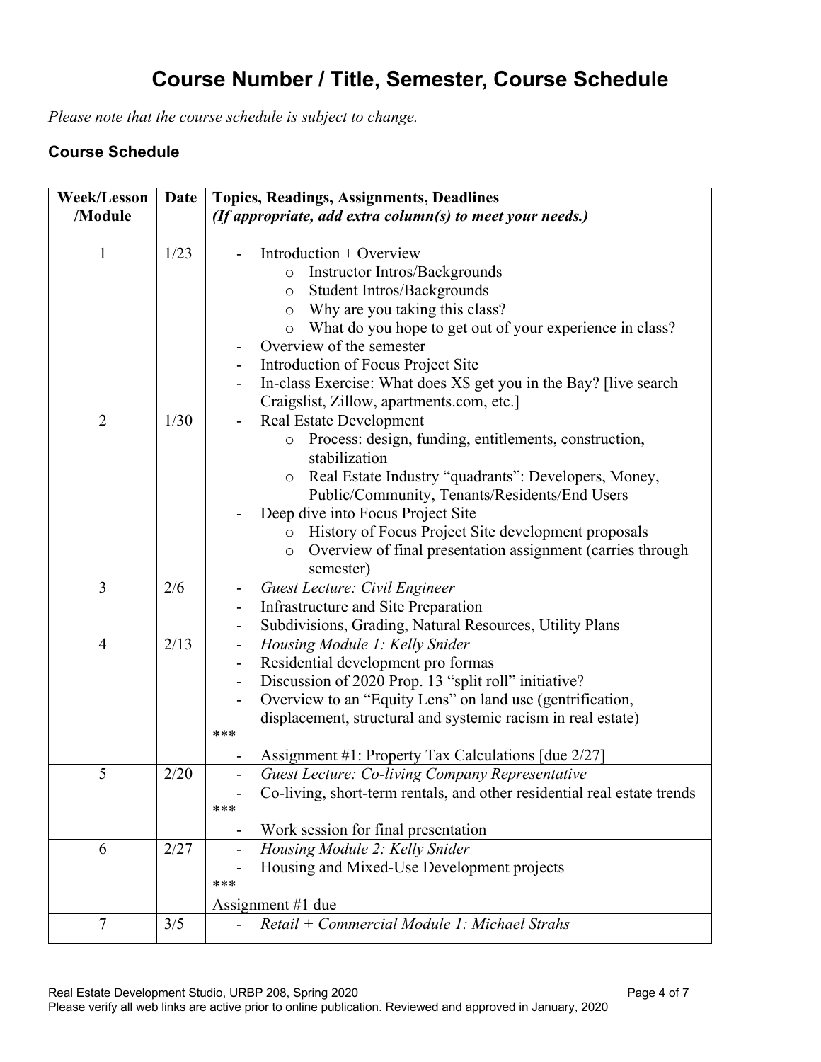# Course Number / Title, Semester, Course Schedule

*Please note that the course schedule is subject to change.*

### Course Schedule

| Week/Lesson /Module | Date | Topics, Readings, Assignments, Deadlines *(If appropriate, add extra column(s) to meet your needs.)* |
|---|---|---|
| 1 | 1/23 | - Introduction + Overview<br>&nbsp;&nbsp;o Instructor Intros/Backgrounds<br>&nbsp;&nbsp;o Student Intros/Backgrounds<br>&nbsp;&nbsp;o Why are you taking this class?<br>&nbsp;&nbsp;o What do you hope to get out of your experience in class?<br>- Overview of the semester<br>- Introduction of Focus Project Site<br>- In-class Exercise: What does X$ get you in the Bay? [live search Craigslist, Zillow, apartments.com, etc.] |
| 2 | 1/30 | - Real Estate Development<br>&nbsp;&nbsp;o Process: design, funding, entitlements, construction, stabilization<br>&nbsp;&nbsp;o Real Estate Industry "quadrants": Developers, Money, Public/Community, Tenants/Residents/End Users<br>- Deep dive into Focus Project Site<br>&nbsp;&nbsp;o History of Focus Project Site development proposals<br>&nbsp;&nbsp;o Overview of final presentation assignment (carries through semester) |
| 3 | 2/6 | - *Guest Lecture: Civil Engineer*<br>- Infrastructure and Site Preparation<br>- Subdivisions, Grading, Natural Resources, Utility Plans |
| 4 | 2/13 | - *Housing Module 1: Kelly Snider*<br>- Residential development pro formas<br>- Discussion of 2020 Prop. 13 "split roll" initiative?<br>- Overview to an "Equity Lens" on land use (gentrification, displacement, structural and systemic racism in real estate)<br>***<br>- Assignment #1: Property Tax Calculations [due 2/27] |
| 5 | 2/20 | - *Guest Lecture: Co-living Company Representative*<br>- Co-living, short-term rentals, and other residential real estate trends<br>***<br>- Work session for final presentation |
| 6 | 2/27 | - *Housing Module 2: Kelly Snider*<br>- Housing and Mixed-Use Development projects<br>***<br>Assignment #1 due |
| 7 | 3/5 | - *Retail + Commercial Module 1: Michael Strahs* |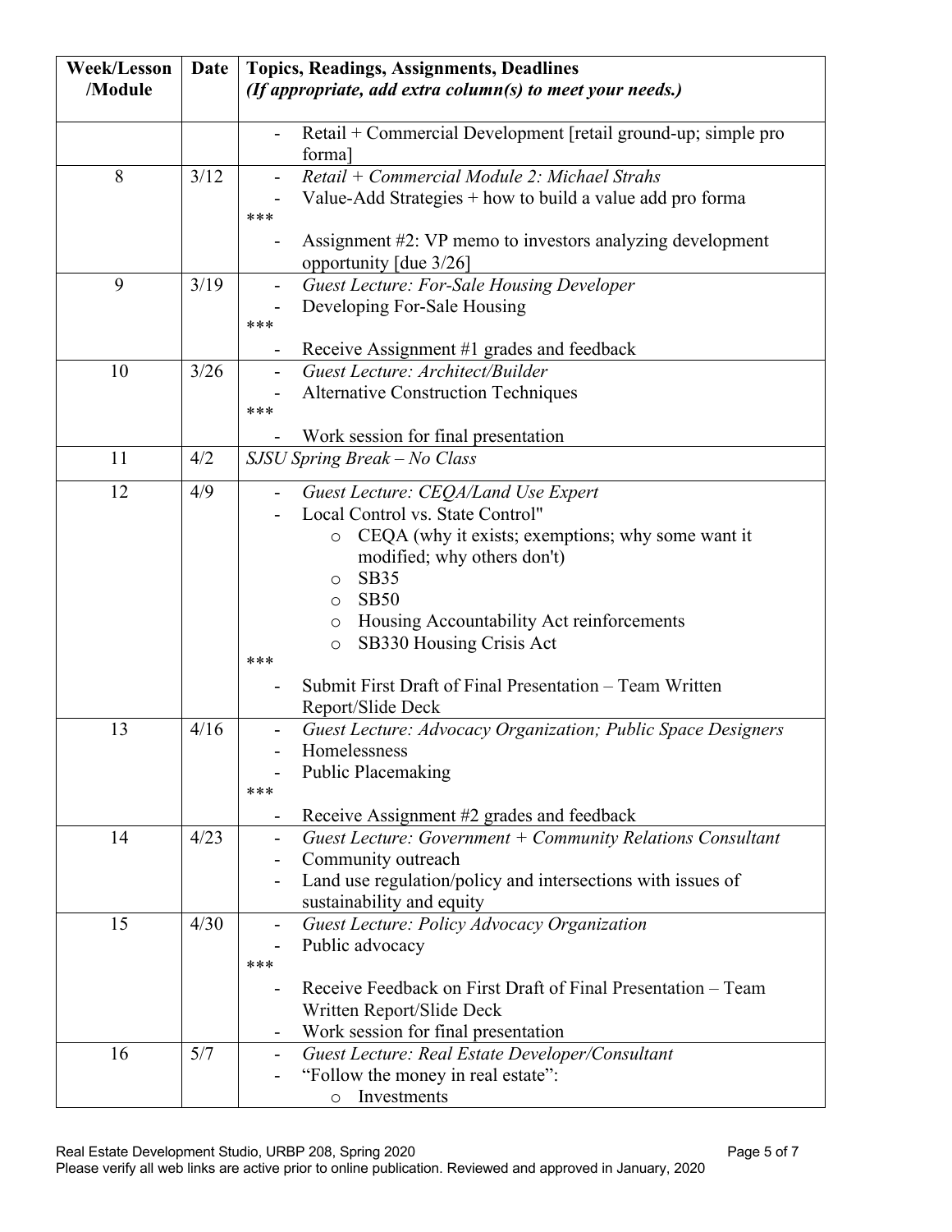| Week/Lesson /Module | Date | Topics, Readings, Assignments, Deadlines *(If appropriate, add extra column(s) to meet your needs.)* |
|---|---|---|
| | | - Retail + Commercial Development [retail ground-up; simple pro forma] |
| 8 | 3/12 | - *Retail + Commercial Module 2: Michael Strahs*<br>- Value-Add Strategies + how to build a value add pro forma<br>***<br>- Assignment #2: VP memo to investors analyzing development opportunity [due 3/26] |
| 9 | 3/19 | - *Guest Lecture: For-Sale Housing Developer*<br>- Developing For-Sale Housing<br>***<br>- Receive Assignment #1 grades and feedback |
| 10 | 3/26 | - *Guest Lecture: Architect/Builder*<br>- Alternative Construction Techniques<br>***<br>- Work session for final presentation |
| 11 | 4/2 | *SJSU Spring Break – No Class* |
| 12 | 4/9 | - *Guest Lecture: CEQA/Land Use Expert*<br>- Local Control vs. State Control"<br>  o CEQA (why it exists; exemptions; why some want it modified; why others don't)<br>  o SB35<br>  o SB50<br>  o Housing Accountability Act reinforcements<br>  o SB330 Housing Crisis Act<br>***<br>- Submit First Draft of Final Presentation – Team Written Report/Slide Deck |
| 13 | 4/16 | - *Guest Lecture: Advocacy Organization; Public Space Designers*<br>- Homelessness<br>- Public Placemaking<br>***<br>- Receive Assignment #2 grades and feedback |
| 14 | 4/23 | - *Guest Lecture: Government + Community Relations Consultant*<br>- Community outreach<br>- Land use regulation/policy and intersections with issues of sustainability and equity |
| 15 | 4/30 | - *Guest Lecture: Policy Advocacy Organization*<br>- Public advocacy<br>***<br>- Receive Feedback on First Draft of Final Presentation – Team Written Report/Slide Deck<br>- Work session for final presentation |
| 16 | 5/7 | - *Guest Lecture: Real Estate Developer/Consultant*<br>- "Follow the money in real estate":<br>  o Investments |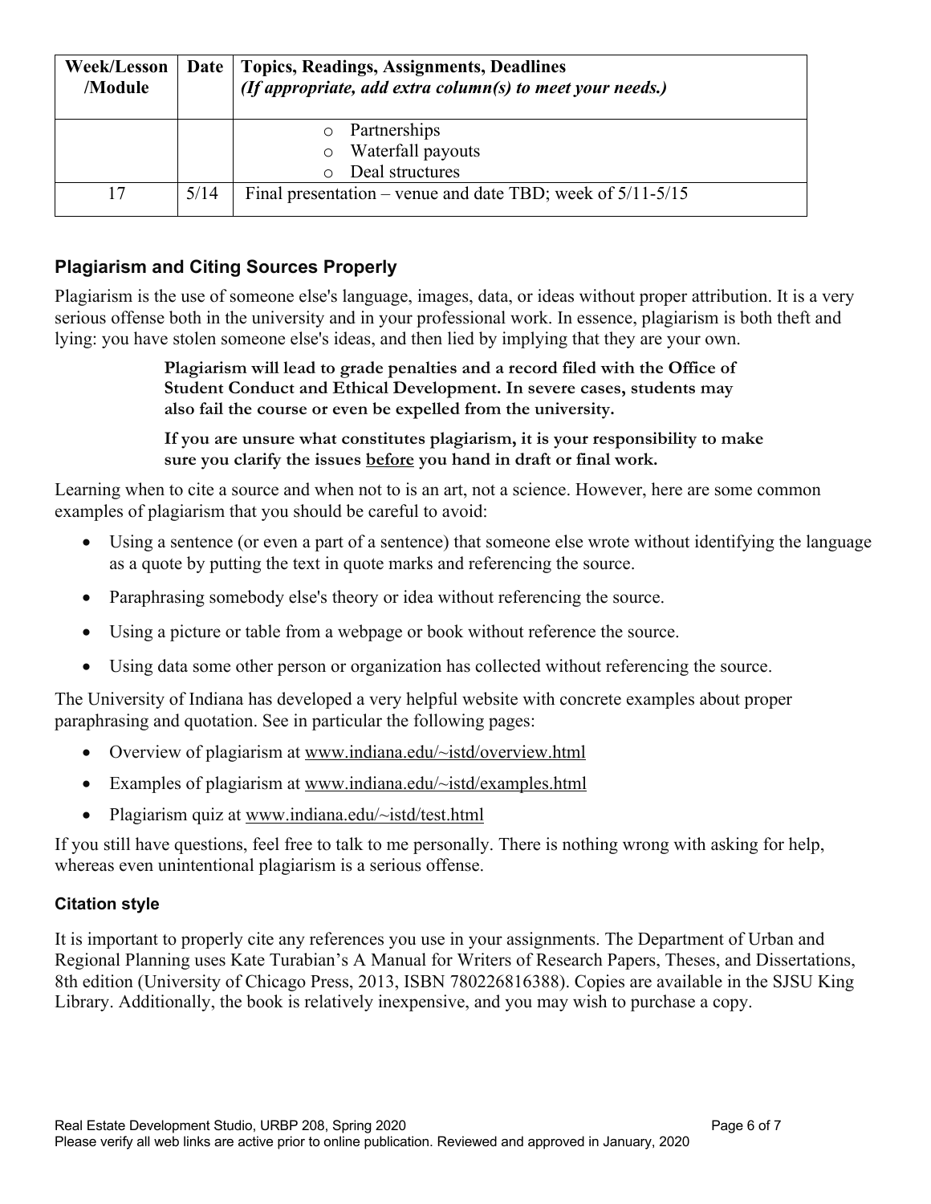| Week/Lesson /Module | Date | Topics, Readings, Assignments, Deadlines *(If appropriate, add extra column(s) to meet your needs.)* |
|---|---|---|
| | | ○ Partnerships<br>○ Waterfall payouts<br>○ Deal structures |
| 17 | 5/14 | Final presentation – venue and date TBD; week of 5/11-5/15 |

### Plagiarism and Citing Sources Properly

Plagiarism is the use of someone else's language, images, data, or ideas without proper attribution. It is a very serious offense both in the university and in your professional work. In essence, plagiarism is both theft and lying: you have stolen someone else's ideas, and then lied by implying that they are your own.

> **Plagiarism will lead to grade penalties and a record filed with the Office of Student Conduct and Ethical Development. In severe cases, students may also fail the course or even be expelled from the university.**
>
> **If you are unsure what constitutes plagiarism, it is your responsibility to make sure you clarify the issues <u>before</u> you hand in draft or final work.**

Learning when to cite a source and when not to is an art, not a science. However, here are some common examples of plagiarism that you should be careful to avoid:

- Using a sentence (or even a part of a sentence) that someone else wrote without identifying the language as a quote by putting the text in quote marks and referencing the source.
- Paraphrasing somebody else's theory or idea without referencing the source.
- Using a picture or table from a webpage or book without reference the source.
- Using data some other person or organization has collected without referencing the source.

The University of Indiana has developed a very helpful website with concrete examples about proper paraphrasing and quotation. See in particular the following pages:

- Overview of plagiarism at www.indiana.edu/~istd/overview.html
- Examples of plagiarism at www.indiana.edu/~istd/examples.html
- Plagiarism quiz at www.indiana.edu/~istd/test.html

If you still have questions, feel free to talk to me personally. There is nothing wrong with asking for help, whereas even unintentional plagiarism is a serious offense.

### Citation style

It is important to properly cite any references you use in your assignments. The Department of Urban and Regional Planning uses Kate Turabian's A Manual for Writers of Research Papers, Theses, and Dissertations, 8th edition (University of Chicago Press, 2013, ISBN 780226816388). Copies are available in the SJSU King Library. Additionally, the book is relatively inexpensive, and you may wish to purchase a copy.